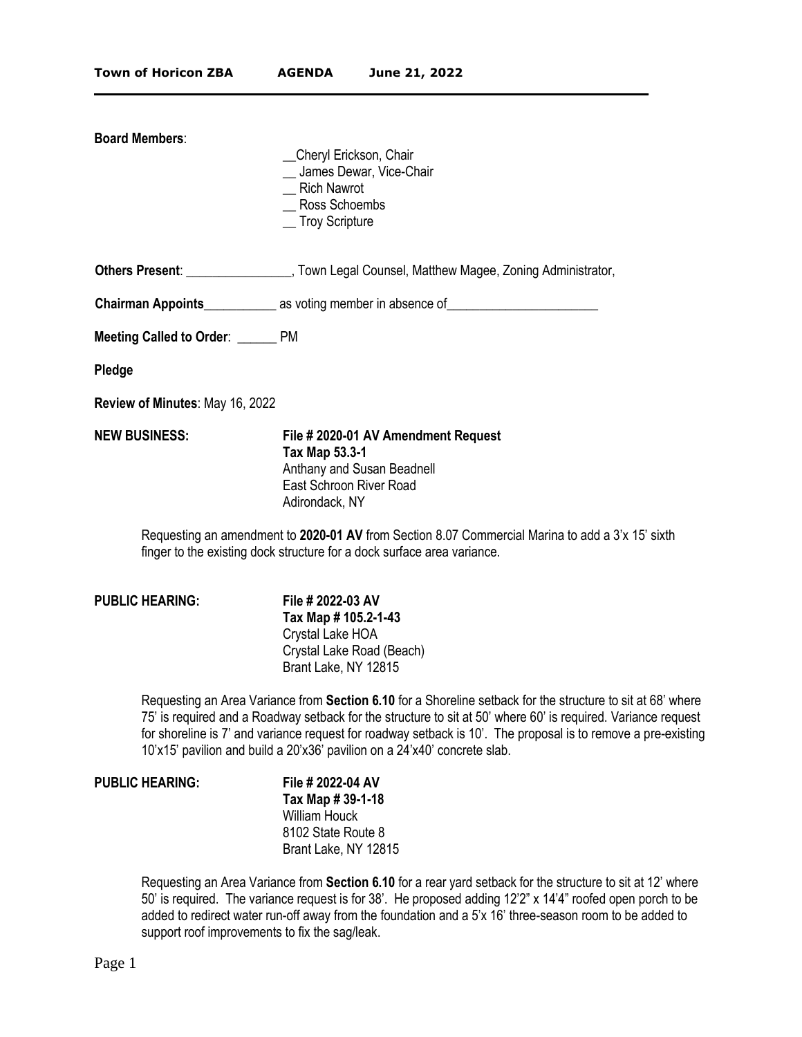**Town of Horicon ZBA AGENDA June 21, 2022**

**Board Members**:

__Cheryl Erickson, Chair
__ James Dewar, Vice-Chair
__ Rich Nawrot
__ Ross Schoembs
__ Troy Scripture

**Others Present**: ________________, Town Legal Counsel, Matthew Magee, Zoning Administrator,

**Chairman Appoints**___________ as voting member in absence of_______________________

**Meeting Called to Order**: ______ PM

**Pledge**

**Review of Minutes**: May 16, 2022

**NEW BUSINESS:**

**File # 2020-01 AV Amendment Request**
**Tax Map 53.3-1**
Anthany and Susan Beadnell
East Schroon River Road
Adirondack, NY

Requesting an amendment to **2020-01 AV** from Section 8.07 Commercial Marina to add a 3'x 15' sixth finger to the existing dock structure for a dock surface area variance.

**PUBLIC HEARING:**

**File # 2022-03 AV**
**Tax Map # 105.2-1-43**
Crystal Lake HOA
Crystal Lake Road (Beach)
Brant Lake, NY 12815

Requesting an Area Variance from **Section 6.10** for a Shoreline setback for the structure to sit at 68' where 75' is required and a Roadway setback for the structure to sit at 50' where 60' is required. Variance request for shoreline is 7' and variance request for roadway setback is 10'. The proposal is to remove a pre-existing 10'x15' pavilion and build a 20'x36' pavilion on a 24'x40' concrete slab.

**PUBLIC HEARING:**

**File # 2022-04 AV**
**Tax Map # 39-1-18**
William Houck
8102 State Route 8
Brant Lake, NY 12815

Requesting an Area Variance from **Section 6.10** for a rear yard setback for the structure to sit at 12' where 50' is required. The variance request is for 38'. He proposed adding 12'2" x 14'4" roofed open porch to be added to redirect water run-off away from the foundation and a 5'x 16' three-season room to be added to support roof improvements to fix the sag/leak.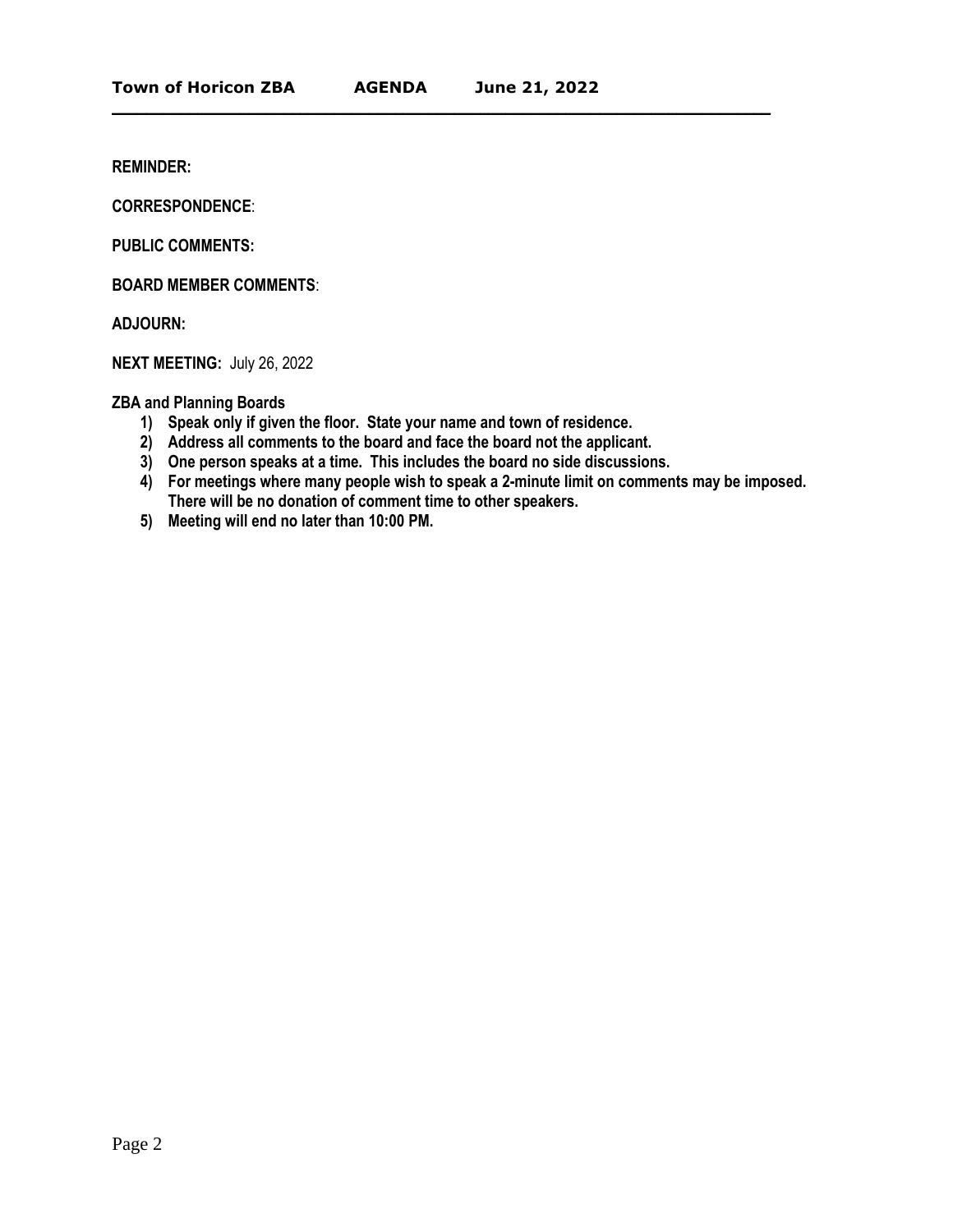**REMINDER:**

**CORRESPONDENCE**:

**PUBLIC COMMENTS:**

**BOARD MEMBER COMMENTS**:

**ADJOURN:**

**NEXT MEETING:** July 26, 2022

**ZBA and Planning Boards**

1) **Speak only if given the floor. State your name and town of residence.**
2) **Address all comments to the board and face the board not the applicant.**
3) **One person speaks at a time. This includes the board no side discussions.**
4) **For meetings where many people wish to speak a 2-minute limit on comments may be imposed. There will be no donation of comment time to other speakers.**
5) **Meeting will end no later than 10:00 PM.**